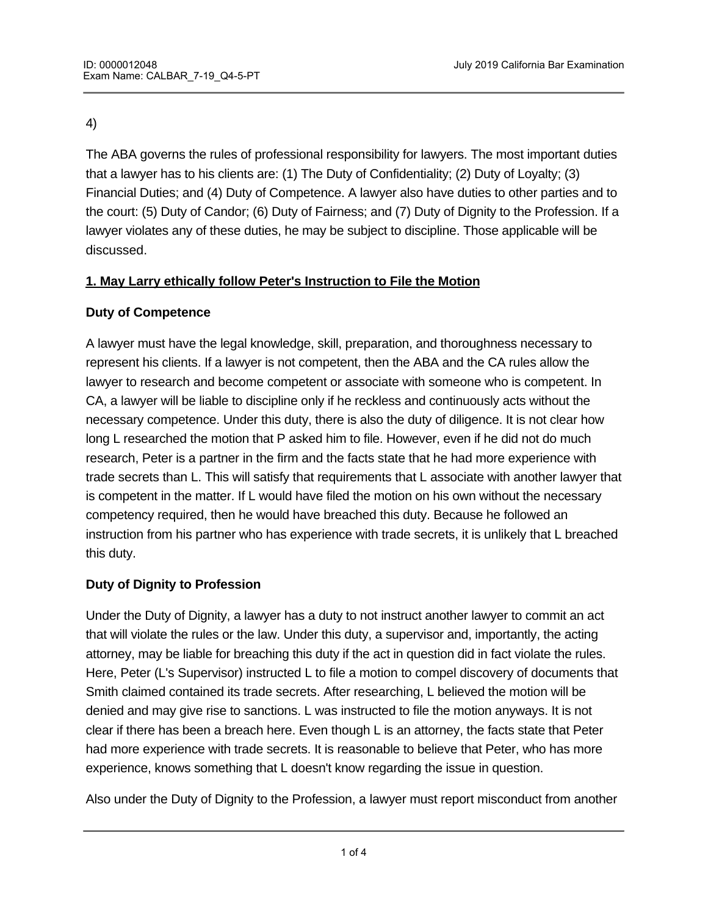4)

The ABA governs the rules of professional responsibility for lawyers. The most important duties that a lawyer has to his clients are: (1) The Duty of Confidentiality; (2) Duty of Loyalty; (3) Financial Duties; and (4) Duty of Competence. A lawyer also have duties to other parties and to the court: (5) Duty of Candor; (6) Duty of Fairness; and (7) Duty of Dignity to the Profession. If a lawyer violates any of these duties, he may be subject to discipline. Those applicable will be discussed.

**1. May Larry ethically follow Peter's Instruction to File the Motion**

**Duty of Competence**

A lawyer must have the legal knowledge, skill, preparation, and thoroughness necessary to represent his clients. If a lawyer is not competent, then the ABA and the CA rules allow the lawyer to research and become competent or associate with someone who is competent. In CA, a lawyer will be liable to discipline only if he reckless and continuously acts without the necessary competence. Under this duty, there is also the duty of diligence. It is not clear how long L researched the motion that P asked him to file. However, even if he did not do much research, Peter is a partner in the firm and the facts state that he had more experience with trade secrets than L. This will satisfy that requirements that L associate with another lawyer that is competent in the matter. If L would have filed the motion on his own without the necessary competency required, then he would have breached this duty. Because he followed an instruction from his partner who has experience with trade secrets, it is unlikely that L breached this duty.

**Duty of Dignity to Profession**

Under the Duty of Dignity, a lawyer has a duty to not instruct another lawyer to commit an act that will violate the rules or the law. Under this duty, a supervisor and, importantly, the acting attorney, may be liable for breaching this duty if the act in question did in fact violate the rules. Here, Peter (L's Supervisor) instructed L to file a motion to compel discovery of documents that Smith claimed contained its trade secrets. After researching, L believed the motion will be denied and may give rise to sanctions. L was instructed to file the motion anyways. It is not clear if there has been a breach here. Even though L is an attorney, the facts state that Peter had more experience with trade secrets. It is reasonable to believe that Peter, who has more experience, knows something that L doesn't know regarding the issue in question.

Also under the Duty of Dignity to the Profession, a lawyer must report misconduct from another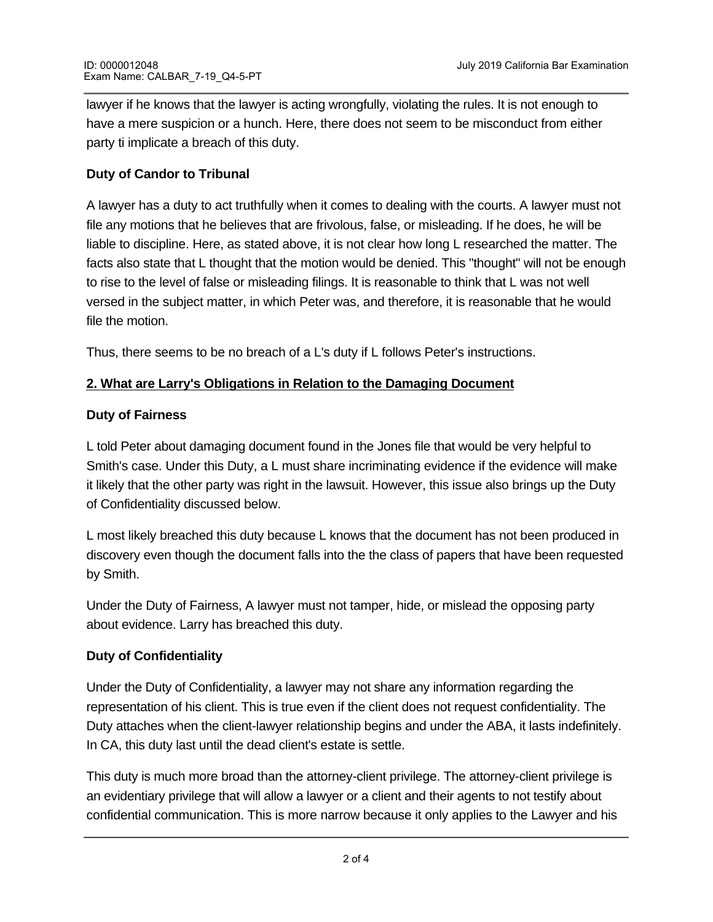lawyer if he knows that the lawyer is acting wrongfully, violating the rules. It is not enough to have a mere suspicion or a hunch. Here, there does not seem to be misconduct from either party ti implicate a breach of this duty.

**Duty of Candor to Tribunal**

A lawyer has a duty to act truthfully when it comes to dealing with the courts. A lawyer must not file any motions that he believes that are frivolous, false, or misleading. If he does, he will be liable to discipline. Here, as stated above, it is not clear how long L researched the matter. The facts also state that L thought that the motion would be denied. This "thought" will not be enough to rise to the level of false or misleading filings. It is reasonable to think that L was not well versed in the subject matter, in which Peter was, and therefore, it is reasonable that he would file the motion.

Thus, there seems to be no breach of a L's duty if L follows Peter's instructions.

**2. What are Larry's Obligations in Relation to the Damaging Document**

**Duty of Fairness**

L told Peter about damaging document found in the Jones file that would be very helpful to Smith's case. Under this Duty, a L must share incriminating evidence if the evidence will make it likely that the other party was right in the lawsuit. However, this issue also brings up the Duty of Confidentiality discussed below.

L most likely breached this duty because L knows that the document has not been produced in discovery even though the document falls into the the class of papers that have been requested by Smith.

Under the Duty of Fairness, A lawyer must not tamper, hide, or mislead the opposing party about evidence. Larry has breached this duty.

**Duty of Confidentiality**

Under the Duty of Confidentiality, a lawyer may not share any information regarding the representation of his client. This is true even if the client does not request confidentiality. The Duty attaches when the client-lawyer relationship begins and under the ABA, it lasts indefinitely. In CA, this duty last until the dead client's estate is settle.

This duty is much more broad than the attorney-client privilege. The attorney-client privilege is an evidentiary privilege that will allow a lawyer or a client and their agents to not testify about confidential communication. This is more narrow because it only applies to the Lawyer and his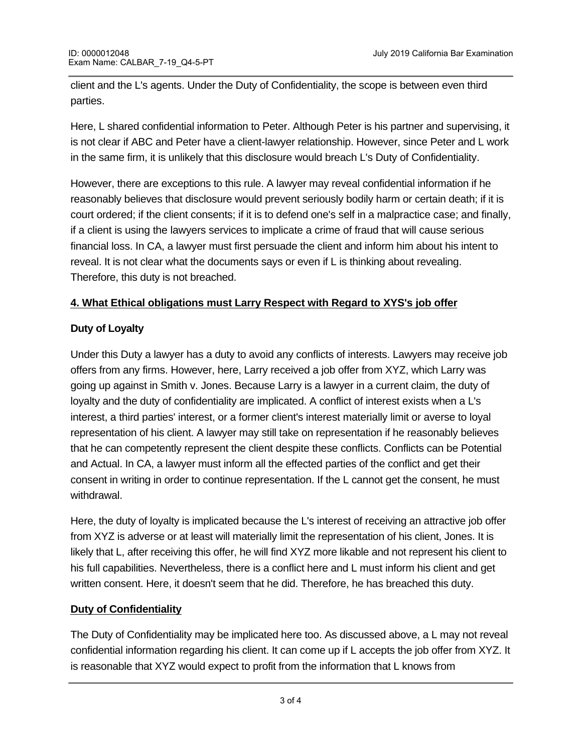client and the L's agents. Under the Duty of Confidentiality, the scope is between even third parties.

Here, L shared confidential information to Peter. Although Peter is his partner and supervising, it is not clear if ABC and Peter have a client-lawyer relationship. However, since Peter and L work in the same firm, it is unlikely that this disclosure would breach L's Duty of Confidentiality.

However, there are exceptions to this rule. A lawyer may reveal confidential information if he reasonably believes that disclosure would prevent seriously bodily harm or certain death; if it is court ordered; if the client consents; if it is to defend one's self in a malpractice case; and finally, if a client is using the lawyers services to implicate a crime of fraud that will cause serious financial loss. In CA, a lawyer must first persuade the client and inform him about his intent to reveal. It is not clear what the documents says or even if L is thinking about revealing. Therefore, this duty is not breached.

**4. What Ethical obligations must Larry Respect with Regard to XYS's job offer**

**Duty of Loyalty**

Under this Duty a lawyer has a duty to avoid any conflicts of interests. Lawyers may receive job offers from any firms. However, here, Larry received a job offer from XYZ, which Larry was going up against in Smith v. Jones. Because Larry is a lawyer in a current claim, the duty of loyalty and the duty of confidentiality are implicated. A conflict of interest exists when a L's interest, a third parties' interest, or a former client's interest materially limit or averse to loyal representation of his client. A lawyer may still take on representation if he reasonably believes that he can competently represent the client despite these conflicts. Conflicts can be Potential and Actual. In CA, a lawyer must inform all the effected parties of the conflict and get their consent in writing in order to continue representation. If the L cannot get the consent, he must withdrawal.

Here, the duty of loyalty is implicated because the L's interest of receiving an attractive job offer from XYZ is adverse or at least will materially limit the representation of his client, Jones. It is likely that L, after receiving this offer, he will find XYZ more likable and not represent his client to his full capabilities. Nevertheless, there is a conflict here and L must inform his client and get written consent. Here, it doesn't seem that he did. Therefore, he has breached this duty.

**Duty of Confidentiality**

The Duty of Confidentiality may be implicated here too. As discussed above, a L may not reveal confidential information regarding his client. It can come up if L accepts the job offer from XYZ. It is reasonable that XYZ would expect to profit from the information that L knows from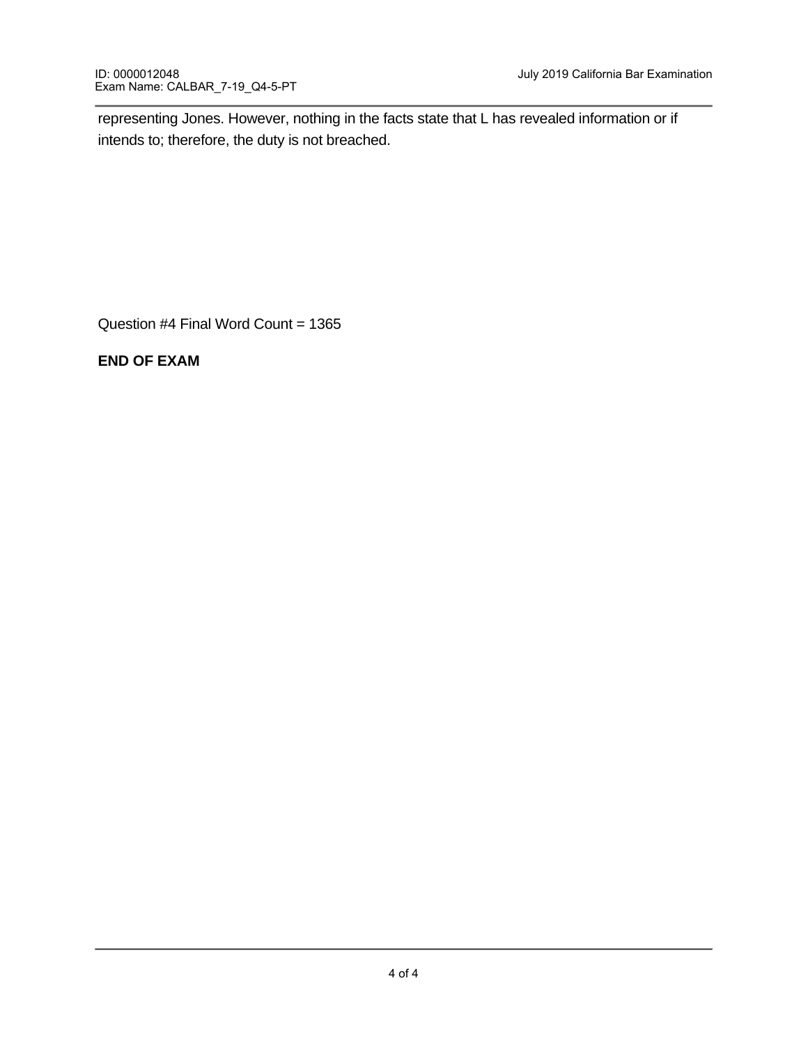representing Jones. However, nothing in the facts state that L has revealed information or if intends to; therefore, the duty is not breached.

Question #4 Final Word Count = 1365

**END OF EXAM**